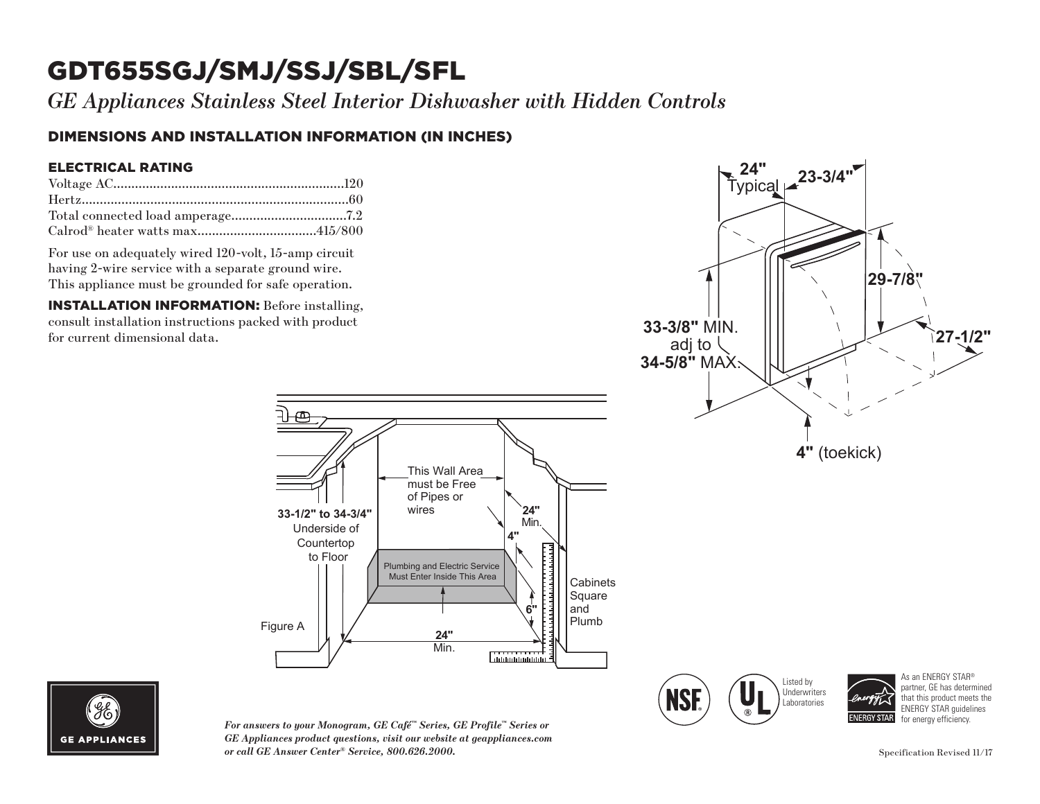# GDT655SGJ/SMJ/SSJ/SBL/SFL

*GE Appliances Stainless Steel Interior Dishwasher with Hidden Controls*

## DIMENSIONS AND INSTALLATION INFORMATION (IN INCHES)

### ELECTRICAL RATING

| | |
|---|---|
| Voltage AC | 120 |
| Hertz | 60 |
| Total connected load amperage | 7.2 |
| Calrod® heater watts max | 415/800 |

For use on adequately wired 120-volt, 15-amp circuit having 2-wire service with a separate ground wire. This appliance must be grounded for safe operation.

**INSTALLATION INFORMATION:** Before installing, consult installation instructions packed with product for current dimensional data.

24" Typical
23-3/4"
29-7/8"
27-1/2"
33-3/8" MIN. adj to 34-5/8" MAX.
4" (toekick)

33-1/2" to 34-3/4" Underside of Countertop to Floor

This Wall Area must be Free of Pipes or wires

24" Min.

4"

Plumbing and Electric Service Must Enter Inside This Area

6"

Cabinets Square and Plumb

24" Min.

Figure A

Listed by Underwriters Laboratories

As an ENERGY STAR® partner, GE has determined that this product meets the ENERGY STAR guidelines for energy efficiency.

GE APPLIANCES

*For answers to your Monogram, GE Café™ Series, GE Profile™ Series or GE Appliances product questions, visit our website at geappliances.com or call GE Answer Center® Service, 800.626.2000.*

Specification Revised 11/17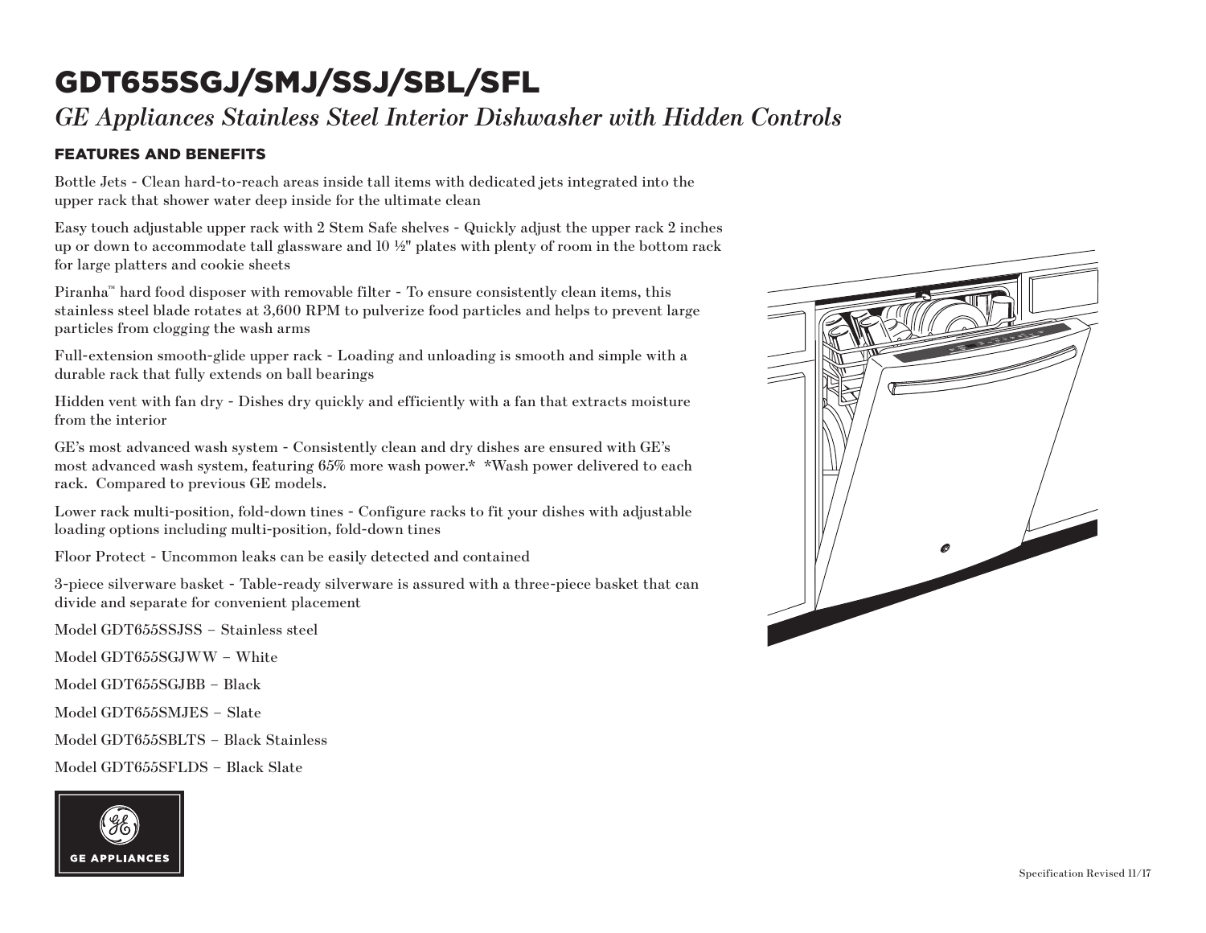# GDT655SGJ/SMJ/SSJ/SBL/SFL

*GE Appliances Stainless Steel Interior Dishwasher with Hidden Controls*

## FEATURES AND BENEFITS

Bottle Jets - Clean hard-to-reach areas inside tall items with dedicated jets integrated into the upper rack that shower water deep inside for the ultimate clean

Easy touch adjustable upper rack with 2 Stem Safe shelves - Quickly adjust the upper rack 2 inches up or down to accommodate tall glassware and 10 ½" plates with plenty of room in the bottom rack for large platters and cookie sheets

Piranha™ hard food disposer with removable filter - To ensure consistently clean items, this stainless steel blade rotates at 3,600 RPM to pulverize food particles and helps to prevent large particles from clogging the wash arms

Full-extension smooth-glide upper rack - Loading and unloading is smooth and simple with a durable rack that fully extends on ball bearings

Hidden vent with fan dry - Dishes dry quickly and efficiently with a fan that extracts moisture from the interior

GE's most advanced wash system - Consistently clean and dry dishes are ensured with GE's most advanced wash system, featuring 65% more wash power.* *Wash power delivered to each rack. Compared to previous GE models.

Lower rack multi-position, fold-down tines - Configure racks to fit your dishes with adjustable loading options including multi-position, fold-down tines

Floor Protect - Uncommon leaks can be easily detected and contained

3-piece silverware basket - Table-ready silverware is assured with a three-piece basket that can divide and separate for convenient placement

Model GDT655SSJSS – Stainless steel

Model GDT655SGJWW – White

Model GDT655SGJBB – Black

Model GDT655SMJES – Slate

Model GDT655SBLTS – Black Stainless

Model GDT655SFLDS – Black Slate

GE APPLIANCES

Specification Revised 11/17